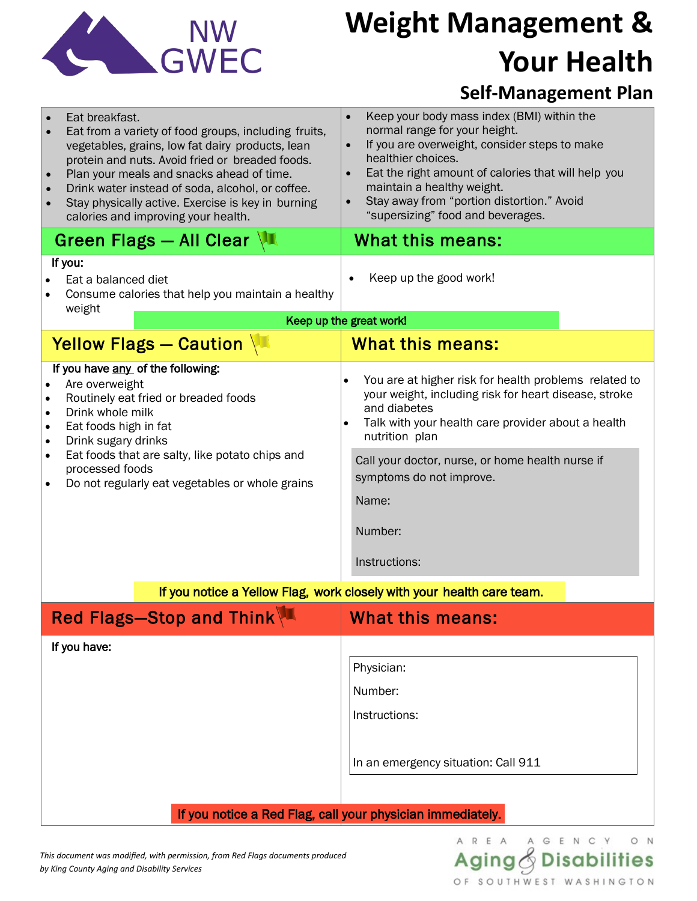NW GWEC

# Weight Management & Your Health

## Self-Management Plan

- Eat breakfast.
- Eat from a variety of food groups, including fruits, vegetables, grains, low fat dairy products, lean protein and nuts. Avoid fried or breaded foods.
- Plan your meals and snacks ahead of time.
- Drink water instead of soda, alcohol, or coffee.
- Stay physically active. Exercise is key in burning calories and improving your health.

- Keep your body mass index (BMI) within the normal range for your height.
- If you are overweight, consider steps to make healthier choices.
- Eat the right amount of calories that will help you maintain a healthy weight.
- Stay away from "portion distortion." Avoid "supersizing" food and beverages.

## Green Flags — All Clear

**If you:**

- Eat a balanced diet
- Consume calories that help you maintain a healthy weight

### What this means:

- Keep up the good work!

**Keep up the great work!**

## Yellow Flags — Caution

**If you have any of the following:**

- Are overweight
- Routinely eat fried or breaded foods
- Drink whole milk
- Eat foods high in fat
- Drink sugary drinks
- Eat foods that are salty, like potato chips and processed foods
- Do not regularly eat vegetables or whole grains

### What this means:

- You are at higher risk for health problems related to your weight, including risk for heart disease, stroke and diabetes
- Talk with your health care provider about a health nutrition plan

Call your doctor, nurse, or home health nurse if symptoms do not improve.

Name:

Number:

Instructions:

**If you notice a Yellow Flag, work closely with your health care team.**

## Red Flags—Stop and Think

**If you have:**

### What this means:

Physician:

Number:

Instructions:

In an emergency situation: Call 911

**If you notice a Red Flag, call your physician immediately.**

*This document was modified, with permission, from Red Flags documents produced by King County Aging and Disability Services*

AREA AGENCY ON Aging & Disabilities OF SOUTHWEST WASHINGTON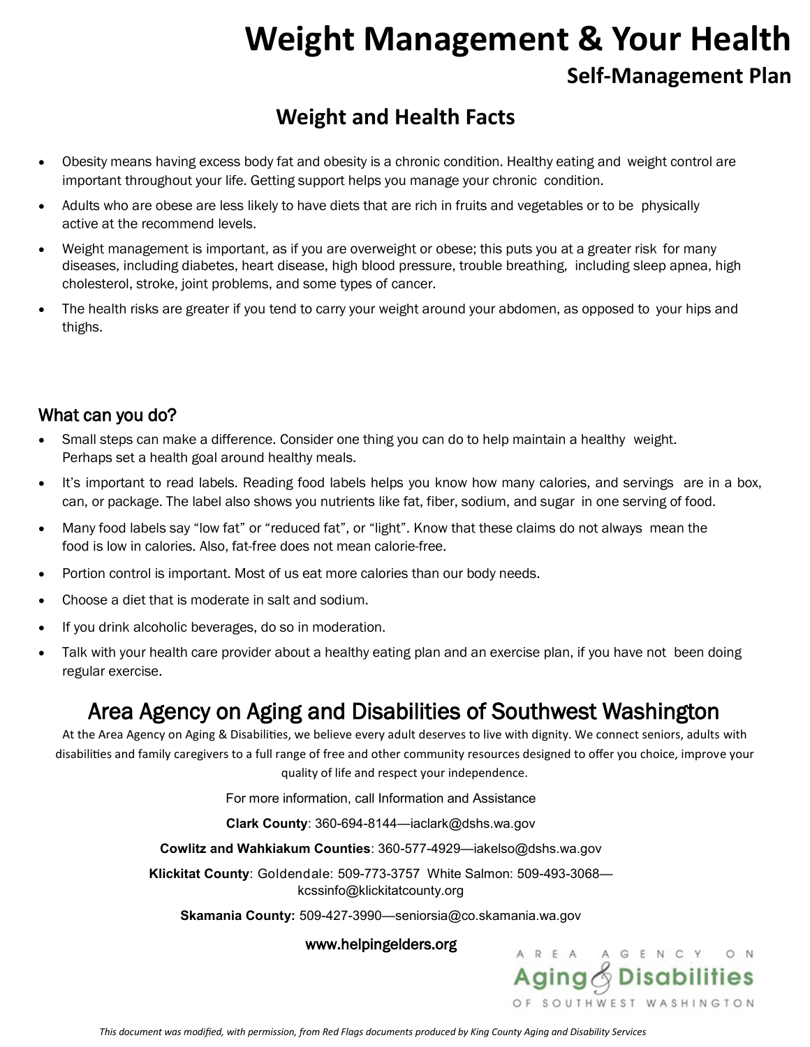# Weight Management & Your Health

## Self-Management Plan

## Weight and Health Facts

- Obesity means having excess body fat and obesity is a chronic condition. Healthy eating and weight control are important throughout your life. Getting support helps you manage your chronic condition.
- Adults who are obese are less likely to have diets that are rich in fruits and vegetables or to be physically active at the recommend levels.
- Weight management is important, as if you are overweight or obese; this puts you at a greater risk for many diseases, including diabetes, heart disease, high blood pressure, trouble breathing, including sleep apnea, high cholesterol, stroke, joint problems, and some types of cancer.
- The health risks are greater if you tend to carry your weight around your abdomen, as opposed to your hips and thighs.

### What can you do?

- Small steps can make a difference. Consider one thing you can do to help maintain a healthy weight. Perhaps set a health goal around healthy meals.
- It's important to read labels. Reading food labels helps you know how many calories, and servings are in a box, can, or package. The label also shows you nutrients like fat, fiber, sodium, and sugar in one serving of food.
- Many food labels say "low fat" or "reduced fat", or "light". Know that these claims do not always mean the food is low in calories. Also, fat-free does not mean calorie-free.
- Portion control is important. Most of us eat more calories than our body needs.
- Choose a diet that is moderate in salt and sodium.
- If you drink alcoholic beverages, do so in moderation.
- Talk with your health care provider about a healthy eating plan and an exercise plan, if you have not been doing regular exercise.

## Area Agency on Aging and Disabilities of Southwest Washington

At the Area Agency on Aging & Disabilities, we believe every adult deserves to live with dignity. We connect seniors, adults with disabilities and family caregivers to a full range of free and other community resources designed to offer you choice, improve your quality of life and respect your independence.

For more information, call Information and Assistance

**Clark County**: 360-694-8144—iaclark@dshs.wa.gov

**Cowlitz and Wahkiakum Counties**: 360-577-4929—iakelso@dshs.wa.gov

**Klickitat County**: Goldendale: 509-773-3757 White Salmon: 509-493-3068—kcssinfo@klickitatcounty.org

**Skamania County:** 509-427-3990—seniorsia@co.skamania.wa.gov

**www.helpingelders.org**

AREA AGENCY ON Aging & Disabilities OF SOUTHWEST WASHINGTON

*This document was modified, with permission, from Red Flags documents produced by King County Aging and Disability Services*